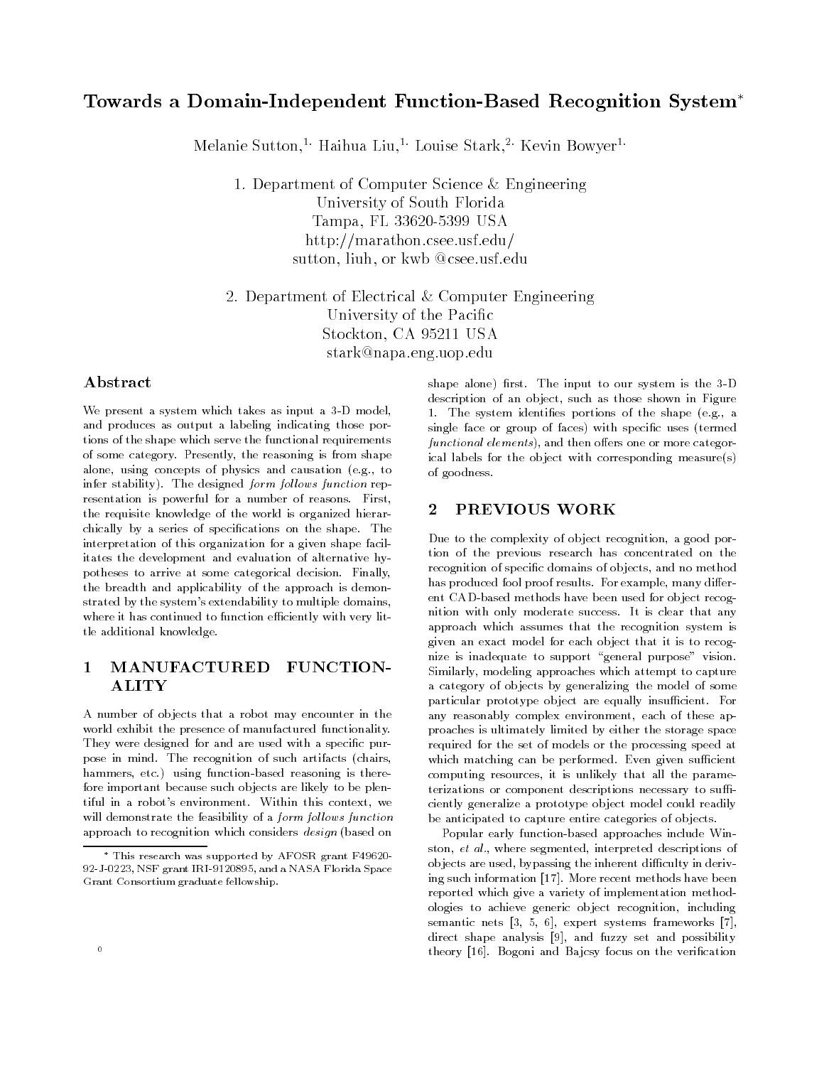# Towards a Domain-Independent Function-Based Recognition System*

Melanie Sutton,[1] Haihua Liu,[1] Louise Stark,[2] Kevin Bowyer[1]

1. Department of Computer Science & Engineering
University of South Florida
Tampa, FL 33620-5399 USA
http://marathon.csee.usf.edu/
sutton, liuh, or kwb @csee.usf.edu

2. Department of Electrical & Computer Engineering
University of the Pacific
Stockton, CA 95211 USA
stark@napa.eng.uop.edu

## Abstract

We present a system which takes as input a 3-D model, and produces as output a labeling indicating those portions of the shape which serve the functional requirements of some category. Presently, the reasoning is from shape alone, using concepts of physics and causation (e.g., to infer stability). The designed *form follows function* representation is powerful for a number of reasons. First, the requisite knowledge of the world is organized hierarchically by a series of specifications on the shape. The interpretation of this organization for a given shape facilitates the development and evaluation of alternative hypotheses to arrive at some categorical decision. Finally, the breadth and applicability of the approach is demonstrated by the system's extendability to multiple domains, where it has continued to function efficiently with very little additional knowledge.

## 1 MANUFACTURED FUNCTIONALITY

A number of objects that a robot may encounter in the world exhibit the presence of manufactured functionality. They were designed for and are used with a specific purpose in mind. The recognition of such artifacts (chairs, hammers, etc.) using function-based reasoning is therefore important because such objects are likely to be plentiful in a robot's environment. Within this context, we will demonstrate the feasibility of a *form follows function* approach to recognition which considers *design* (based on shape alone) first. The input to our system is the 3-D description of an object, such as those shown in Figure 1. The system identifies portions of the shape (e.g., a single face or group of faces) with specific uses (termed *functional elements*), and then offers one or more categorical labels for the object with corresponding measure(s) of goodness.

## 2 PREVIOUS WORK

Due to the complexity of object recognition, a good portion of the previous research has concentrated on the recognition of specific domains of objects, and no method has produced fool proof results. For example, many different CAD-based methods have been used for object recognition with only moderate success. It is clear that any approach which assumes that the recognition system is given an exact model for each object that it is to recognize is inadequate to support "general purpose" vision. Similarly, modeling approaches which attempt to capture a category of objects by generalizing the model of some particular prototype object are equally insufficient. For any reasonably complex environment, each of these approaches is ultimately limited by either the storage space required for the set of models or the processing speed at which matching can be performed. Even given sufficient computing resources, it is unlikely that all the parameterizations or component descriptions necessary to sufficiently generalize a prototype object model could readily be anticipated to capture entire categories of objects.

Popular early function-based approaches include Winston, *et al.*, where segmented, interpreted descriptions of objects are used, bypassing the inherent difficulty in deriving such information [17]. More recent methods have been reported which give a variety of implementation methodologies to achieve generic object recognition, including semantic nets [3, 5, 6], expert systems frameworks [7], direct shape analysis [9], and fuzzy set and possibility theory [16]. Bogoni and Bajcsy focus on the verification

* This research was supported by AFOSR grant F49620-92-J-0223, NSF grant IRI-9120895, and a NASA Florida Space Grant Consortium graduate fellowship.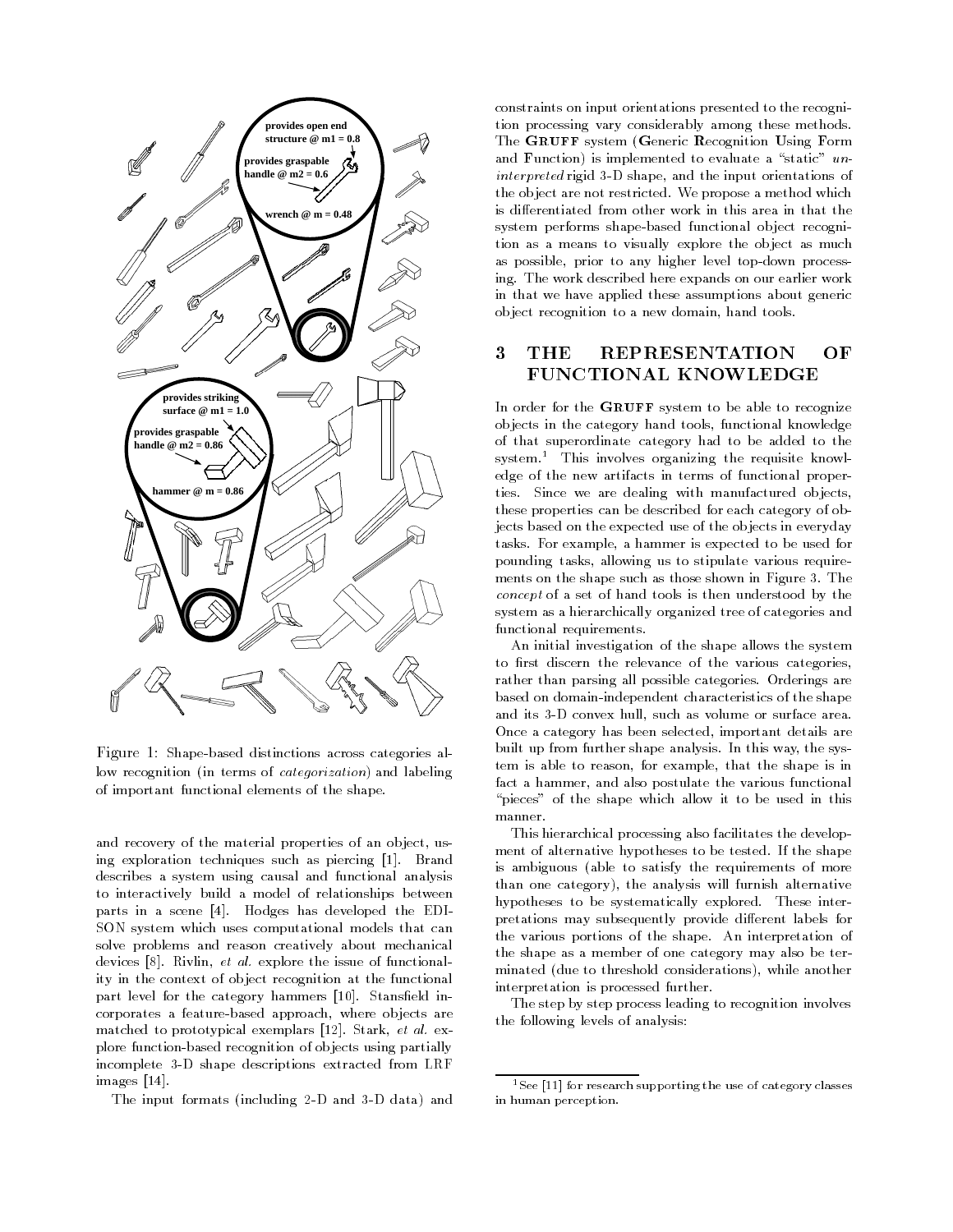Figure 1: Shape-based distinctions across categories allow recognition (in terms of *categorization*) and labeling of important functional elements of the shape.

and recovery of the material properties of an object, using exploration techniques such as piercing [1]. Brand describes a system using causal and functional analysis to interactively build a model of relationships between parts in a scene [4]. Hodges has developed the EDISON system which uses computational models that can solve problems and reason creatively about mechanical devices [8]. Rivlin, *et al.* explore the issue of functionality in the context of object recognition at the functional part level for the category hammers [10]. Stansfield incorporates a feature-based approach, where objects are matched to prototypical exemplars [12]. Stark, *et al.* explore function-based recognition of objects using partially incomplete 3-D shape descriptions extracted from LRF images [14].

The input formats (including 2-D and 3-D data) and constraints on input orientations presented to the recognition processing vary considerably among these methods. The **Gruff** system (**G**eneric **R**ecognition **U**sing **F**orm and **F**unction) is implemented to evaluate a "static" *uninterpreted* rigid 3-D shape, and the input orientations of the object are not restricted. We propose a method which is differentiated from other work in this area in that the system performs shape-based functional object recognition as a means to visually explore the object as much as possible, prior to any higher level top-down processing. The work described here expands on our earlier work in that we have applied these assumptions about generic object recognition to a new domain, hand tools.

## 3 THE REPRESENTATION OF FUNCTIONAL KNOWLEDGE

In order for the **Gruff** system to be able to recognize objects in the category hand tools, functional knowledge of that superordinate category had to be added to the system.[1] This involves organizing the requisite knowledge of the new artifacts in terms of functional properties. Since we are dealing with manufactured objects, these properties can be described for each category of objects based on the expected use of the objects in everyday tasks. For example, a hammer is expected to be used for pounding tasks, allowing us to stipulate various requirements on the shape such as those shown in Figure 3. The *concept* of a set of hand tools is then understood by the system as a hierarchically organized tree of categories and functional requirements.

An initial investigation of the shape allows the system to first discern the relevance of the various categories, rather than parsing all possible categories. Orderings are based on domain-independent characteristics of the shape and its 3-D convex hull, such as volume or surface area. Once a category has been selected, important details are built up from further shape analysis. In this way, the system is able to reason, for example, that the shape is in fact a hammer, and also postulate the various functional "pieces" of the shape which allow it to be used in this manner.

This hierarchical processing also facilitates the development of alternative hypotheses to be tested. If the shape is ambiguous (able to satisfy the requirements of more than one category), the analysis will furnish alternative hypotheses to be systematically explored. These interpretations may subsequently provide different labels for the various portions of the shape. An interpretation of the shape as a member of one category may also be terminated (due to threshold considerations), while another interpretation is processed further.

The step by step process leading to recognition involves the following levels of analysis:

[1] See [11] for research supporting the use of category classes in human perception.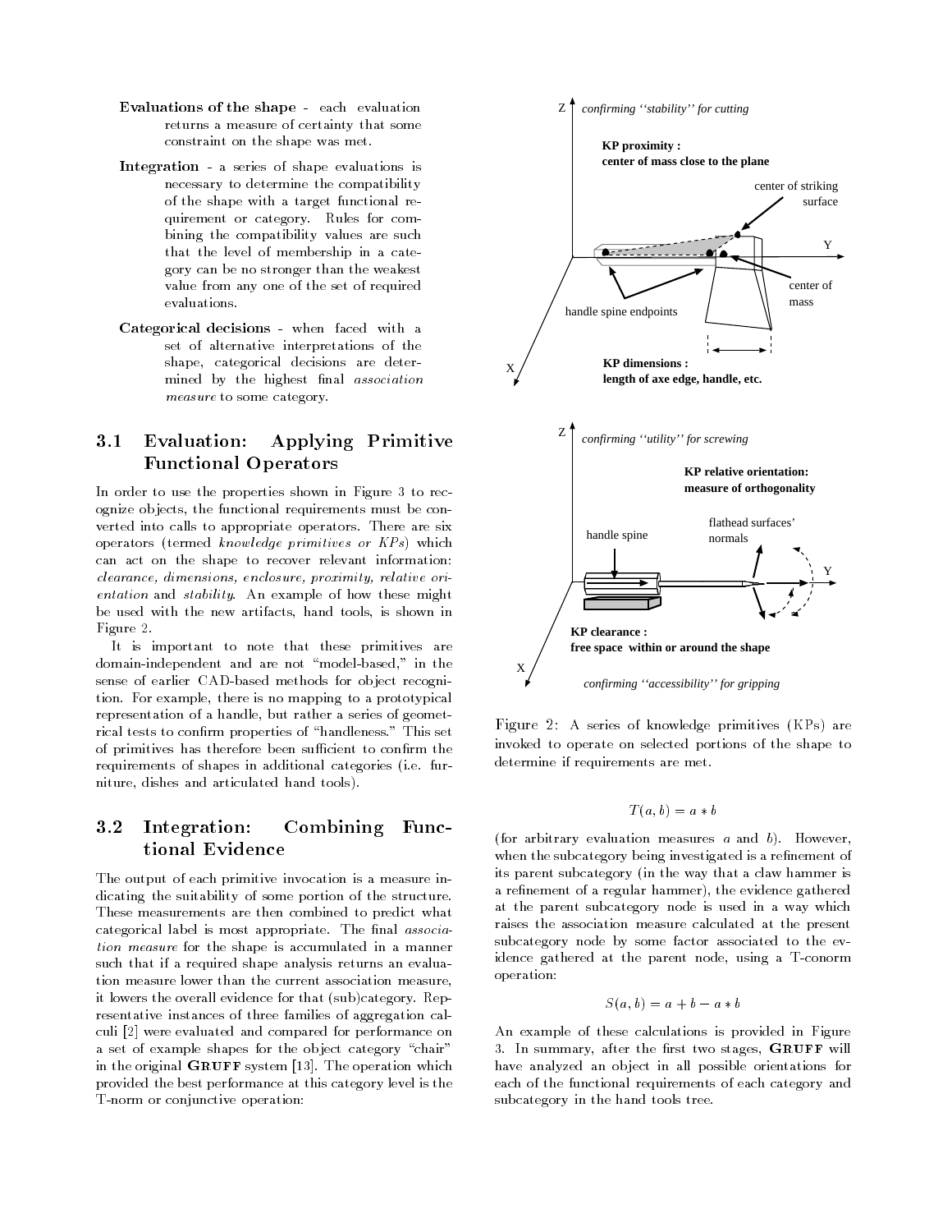**Evaluations of the shape** - each evaluation returns a measure of certainty that some constraint on the shape was met.

**Integration** - a series of shape evaluations is necessary to determine the compatibility of the shape with a target functional requirement or category. Rules for combining the compatibility values are such that the level of membership in a category can be no stronger than the weakest value from any one of the set of required evaluations.

**Categorical decisions** - when faced with a set of alternative interpretations of the shape, categorical decisions are determined by the highest final *association measure* to some category.

## 3.1 Evaluation: Applying Primitive Functional Operators

In order to use the properties shown in Figure 3 to recognize objects, the functional requirements must be converted into calls to appropriate operators. There are six operators (termed *knowledge primitives or KPs*) which can act on the shape to recover relevant information: *clearance, dimensions, enclosure, proximity, relative orientation* and *stability*. An example of how these might be used with the new artifacts, hand tools, is shown in Figure 2.

It is important to note that these primitives are domain-independent and are not "model-based," in the sense of earlier CAD-based methods for object recognition. For example, there is no mapping to a prototypical representation of a handle, but rather a series of geometrical tests to confirm properties of "handleness." This set of primitives has therefore been sufficient to confirm the requirements of shapes in additional categories (i.e. furniture, dishes and articulated hand tools).

## 3.2 Integration: Combining Functional Evidence

The output of each primitive invocation is a measure indicating the suitability of some portion of the structure. These measurements are then combined to predict what categorical label is most appropriate. The final *association measure* for the shape is accumulated in a manner such that if a required shape analysis returns an evaluation measure lower than the current association measure, it lowers the overall evidence for that (sub)category. Representative instances of three families of aggregation calculi [2] were evaluated and compared for performance on a set of example shapes for the object category "chair" in the original **Gruff** system [13]. The operation which provided the best performance at this category level is the T-norm or conjunctive operation:

Figure 2: A series of knowledge primitives (KPs) are invoked to operate on selected portions of the shape to determine if requirements are met.

$$T(a, b) = a * b$$

(for arbitrary evaluation measures $a$ and $b$). However, when the subcategory being investigated is a refinement of its parent subcategory (in the way that a claw hammer is a refinement of a regular hammer), the evidence gathered at the parent subcategory node is used in a way which raises the association measure calculated at the present subcategory node by some factor associated to the evidence gathered at the parent node, using a T-conorm operation:

$$S(a, b) = a + b - a * b$$

An example of these calculations is provided in Figure 3. In summary, after the first two stages, **Gruff** will have analyzed an object in all possible orientations for each of the functional requirements of each category and subcategory in the hand tools tree.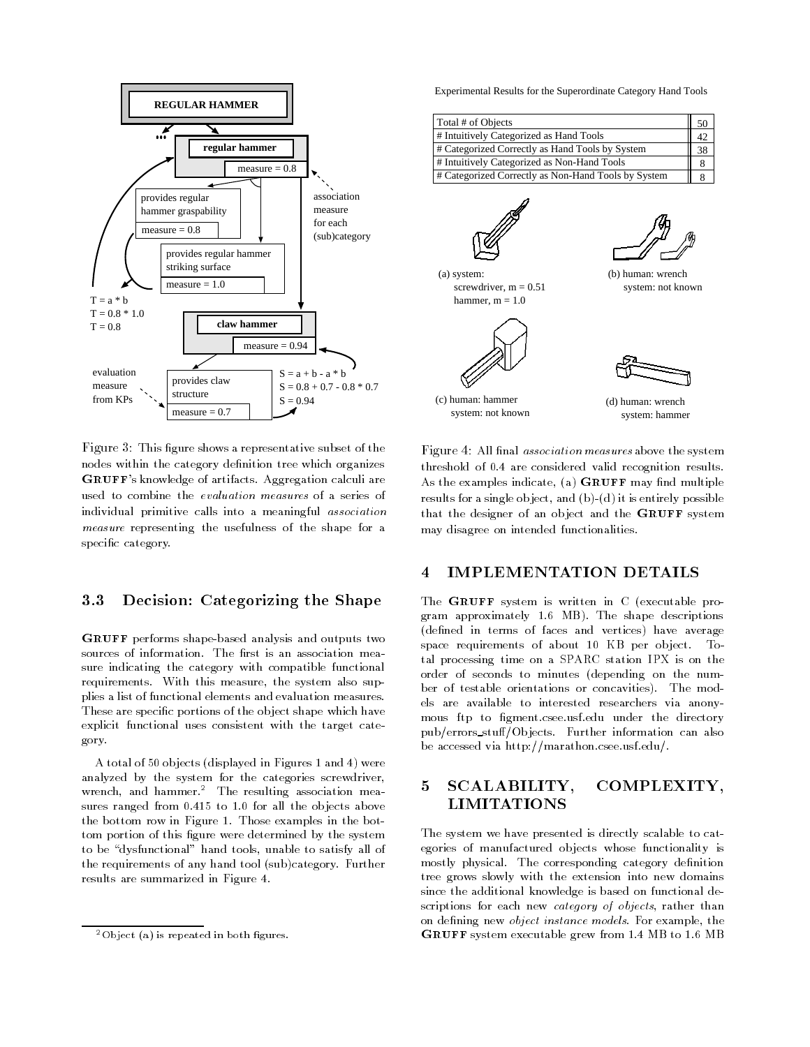REGULAR HAMMER

regular hammer — measure = 0.8

provides regular hammer graspability — measure = 0.8

provides regular hammer striking surface — measure = 1.0

association measure for each (sub)category

$T = a * b$
$T = 0.8 * 1.0$
$T = 0.8$

claw hammer — measure = 0.94

provides claw structure — measure = 0.7

evaluation measure from KPs

$S = a + b - a * b$
$S = 0.8 + 0.7 - 0.8 * 0.7$
$S = 0.94$

Figure 3: This figure shows a representative subset of the nodes within the category definition tree which organizes **GRUFF**'s knowledge of artifacts. Aggregation calculi are used to combine the *evaluation measures* of a series of individual primitive calls into a meaningful *association measure* representing the usefulness of the shape for a specific category.

### 3.3 Decision: Categorizing the Shape

**GRUFF** performs shape-based analysis and outputs two sources of information. The first is an association measure indicating the category with compatible functional requirements. With this measure, the system also supplies a list of functional elements and evaluation measures. These are specific portions of the object shape which have explicit functional uses consistent with the target category.

A total of 50 objects (displayed in Figures 1 and 4) were analyzed by the system for the categories screwdriver, wrench, and hammer.[2] The resulting association measures ranged from 0.415 to 1.0 for all the objects above the bottom row in Figure 1. Those examples in the bottom portion of this figure were determined by the system to be "dysfunctional" hand tools, unable to satisfy all of the requirements of any hand tool (sub)category. Further results are summarized in Figure 4.

[2] Object (a) is repeated in both figures.

Experimental Results for the Superordinate Category Hand Tools

| Item | Count |
|---|---|
| Total # of Objects | 50 |
| # Intuitively Categorized as Hand Tools | 42 |
| # Categorized Correctly as Hand Tools by System | 38 |
| # Intuitively Categorized as Non-Hand Tools | 8 |
| # Categorized Correctly as Non-Hand Tools by System | 8 |

(a) system: screwdriver, m = 0.51; hammer, m = 1.0

(b) human: wrench; system: not known

(c) human: hammer; system: not known

(d) human: wrench; system: hammer

Figure 4: All final *association measures* above the system threshold of 0.4 are considered valid recognition results. As the examples indicate, (a) **GRUFF** may find multiple results for a single object, and (b)-(d) it is entirely possible that the designer of an object and the **GRUFF** system may disagree on intended functionalities.

## 4 IMPLEMENTATION DETAILS

The **GRUFF** system is written in C (executable program approximately 1.6 MB). The shape descriptions (defined in terms of faces and vertices) have average space requirements of about 10 KB per object. Total processing time on a SPARC station IPX is on the order of seconds to minutes (depending on the number of testable orientations or concavities). The models are available to interested researchers via anonymous ftp to figment.csee.usf.edu under the directory pub/errors_stuff/Objects. Further information can also be accessed via http://marathon.csee.usf.edu/.

## 5 SCALABILITY, COMPLEXITY, LIMITATIONS

The system we have presented is directly scalable to categories of manufactured objects whose functionality is mostly physical. The corresponding category definition tree grows slowly with the extension into new domains since the additional knowledge is based on functional descriptions for each new *category of objects*, rather than on defining new *object instance models*. For example, the **GRUFF** system executable grew from 1.4 MB to 1.6 MB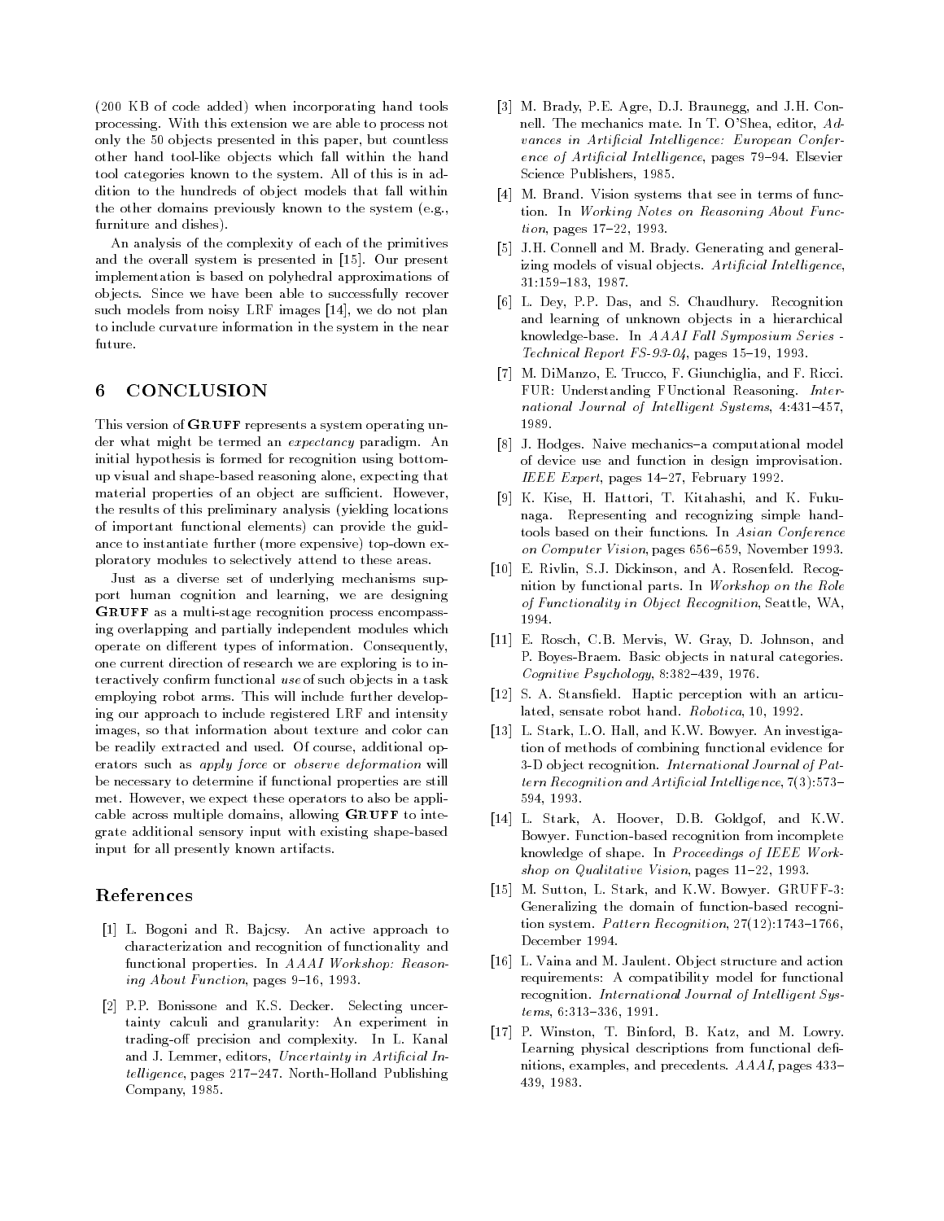(200 KB of code added) when incorporating hand tools processing. With this extension we are able to process not only the 50 objects presented in this paper, but countless other hand tool-like objects which fall within the hand tool categories known to the system. All of this is in addition to the hundreds of object models that fall within the other domains previously known to the system (e.g., furniture and dishes).

An analysis of the complexity of each of the primitives and the overall system is presented in [15]. Our present implementation is based on polyhedral approximations of objects. Since we have been able to successfully recover such models from noisy LRF images [14], we do not plan to include curvature information in the system in the near future.

## 6 CONCLUSION

This version of **GRUFF** represents a system operating under what might be termed an *expectancy* paradigm. An initial hypothesis is formed for recognition using bottom-up visual and shape-based reasoning alone, expecting that material properties of an object are sufficient. However, the results of this preliminary analysis (yielding locations of important functional elements) can provide the guidance to instantiate further (more expensive) top-down exploratory modules to selectively attend to these areas.

Just as a diverse set of underlying mechanisms support human cognition and learning, we are designing **GRUFF** as a multi-stage recognition process encompassing overlapping and partially independent modules which operate on different types of information. Consequently, one current direction of research we are exploring is to interactively confirm functional *use* of such objects in a task employing robot arms. This will include further developing our approach to include registered LRF and intensity images, so that information about texture and color can be readily extracted and used. Of course, additional operators such as *apply force* or *observe deformation* will be necessary to determine if functional properties are still met. However, we expect these operators to also be applicable across multiple domains, allowing **GRUFF** to integrate additional sensory input with existing shape-based input for all presently known artifacts.

## References

[1] L. Bogoni and R. Bajcsy. An active approach to characterization and recognition of functionality and functional properties. In *AAAI Workshop: Reasoning About Function*, pages 9–16, 1993.

[2] P.P. Bonissone and K.S. Decker. Selecting uncertainty calculi and granularity: An experiment in trading-off precision and complexity. In L. Kanal and J. Lemmer, editors, *Uncertainty in Artificial Intelligence*, pages 217–247. North-Holland Publishing Company, 1985.

[3] M. Brady, P.E. Agre, D.J. Braunegg, and J.H. Connell. The mechanics mate. In T. O'Shea, editor, *Advances in Artificial Intelligence: European Conference of Artificial Intelligence*, pages 79–94. Elsevier Science Publishers, 1985.

[4] M. Brand. Vision systems that see in terms of function. In *Working Notes on Reasoning About Function*, pages 17–22, 1993.

[5] J.H. Connell and M. Brady. Generating and generalizing models of visual objects. *Artificial Intelligence*, 31:159–183, 1987.

[6] L. Dey, P.P. Das, and S. Chaudhury. Recognition and learning of unknown objects in a hierarchical knowledge-base. In *AAAI Fall Symposium Series - Technical Report FS-93-04*, pages 15–19, 1993.

[7] M. DiManzo, E. Trucco, F. Giunchiglia, and F. Ricci. FUR: Understanding FUnctional Reasoning. *International Journal of Intelligent Systems*, 4:431–457, 1989.

[8] J. Hodges. Naive mechanics–a computational model of device use and function in design improvisation. *IEEE Expert*, pages 14–27, February 1992.

[9] K. Kise, H. Hattori, T. Kitahashi, and K. Fukunaga. Representing and recognizing simple hand-tools based on their functions. In *Asian Conference on Computer Vision*, pages 656–659, November 1993.

[10] E. Rivlin, S.J. Dickinson, and A. Rosenfeld. Recognition by functional parts. In *Workshop on the Role of Functionality in Object Recognition*, Seattle, WA, 1994.

[11] E. Rosch, C.B. Mervis, W. Gray, D. Johnson, and P. Boyes-Braem. Basic objects in natural categories. *Cognitive Psychology*, 8:382–439, 1976.

[12] S. A. Stansfield. Haptic perception with an articulated, sensate robot hand. *Robotica*, 10, 1992.

[13] L. Stark, L.O. Hall, and K.W. Bowyer. An investigation of methods of combining functional evidence for 3-D object recognition. *International Journal of Pattern Recognition and Artificial Intelligence*, 7(3):573–594, 1993.

[14] L. Stark, A. Hoover, D.B. Goldgof, and K.W. Bowyer. Function-based recognition from incomplete knowledge of shape. In *Proceedings of IEEE Workshop on Qualitative Vision*, pages 11–22, 1993.

[15] M. Sutton, L. Stark, and K.W. Bowyer. GRUFF-3: Generalizing the domain of function-based recognition system. *Pattern Recognition*, 27(12):1743–1766, December 1994.

[16] L. Vaina and M. Jaulent. Object structure and action requirements: A compatibility model for functional recognition. *International Journal of Intelligent Systems*, 6:313–336, 1991.

[17] P. Winston, T. Binford, B. Katz, and M. Lowry. Learning physical descriptions from functional definitions, examples, and precedents. *AAAI*, pages 433–439, 1983.